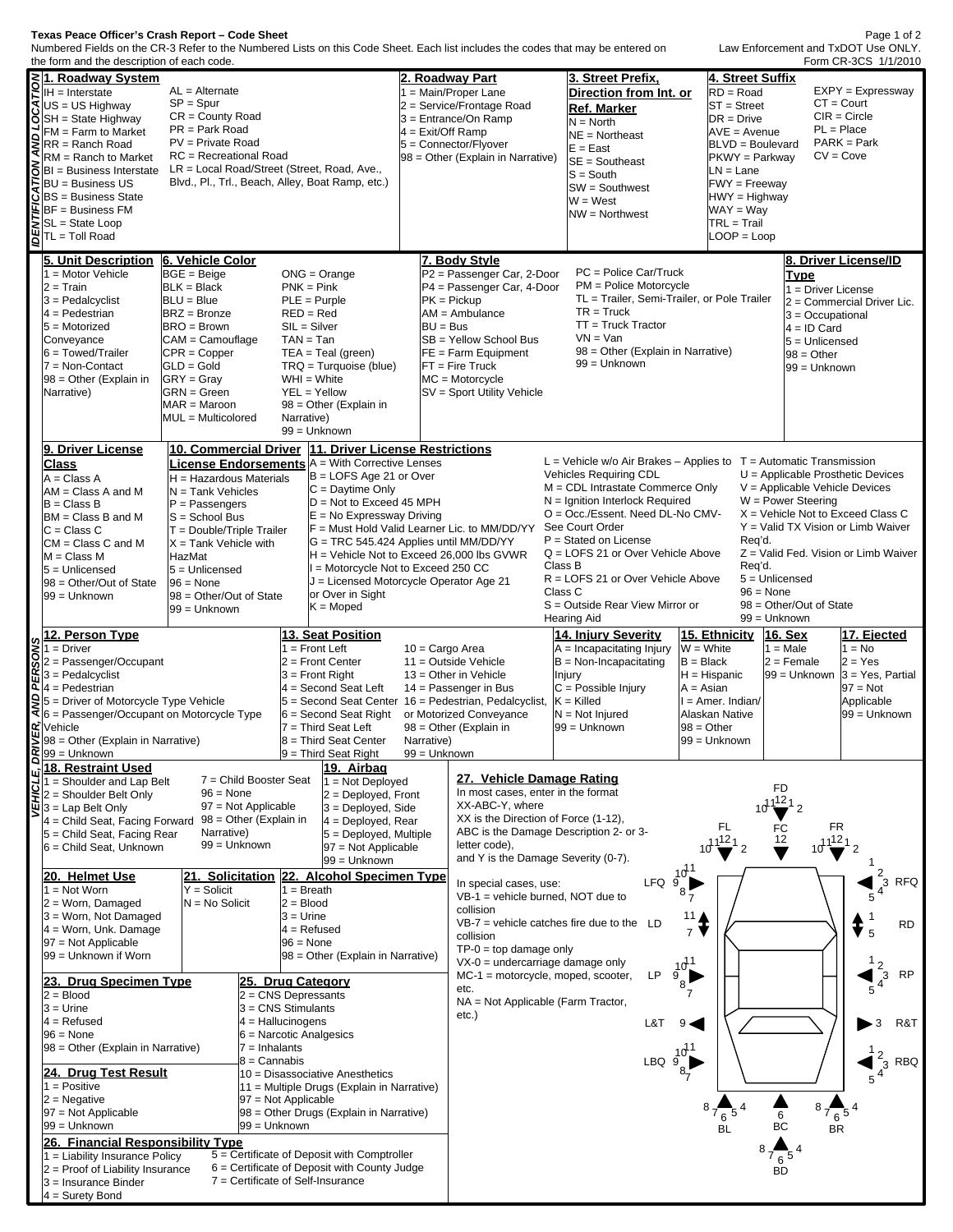**Texas Peace Officer's Crash Report – Code Sheet**

Numbered Fields on the CR-3 Refer to the Numbered Lists on this Code Sheet. Each list includes the codes that may be entered on the form and the description of each code.

Law Enforcement and TxDOT Use ONLY.
Form CR-3CS 1/1/2010

## IDENTIFICATION AND LOCATION

### 1. Roadway System
- IH = Interstate
- US = US Highway
- SH = State Highway
- FM = Farm to Market
- RR = Ranch Road
- RM = Ranch to Market
- BI = Business Interstate
- BU = Business US
- BS = Business State
- BF = Business FM
- SL = State Loop
- TL = Toll Road
- AL = Alternate
- SP = Spur
- CR = County Road
- PR = Park Road
- PV = Private Road
- RC = Recreational Road
- LR = Local Road/Street (Street, Road, Ave., Blvd., Pl., Trl., Beach, Alley, Boat Ramp, etc.)

### 2. Roadway Part
- 1 = Main/Proper Lane
- 2 = Service/Frontage Road
- 3 = Entrance/On Ramp
- 4 = Exit/Off Ramp
- 5 = Connector/Flyover
- 98 = Other (Explain in Narrative)

### 3. Street Prefix, Direction from Int. or Ref. Marker
- N = North
- NE = Northeast
- E = East
- SE = Southeast
- S = South
- SW = Southwest
- W = West
- NW = Northwest

### 4. Street Suffix
- RD = Road
- ST = Street
- DR = Drive
- AVE = Avenue
- BLVD = Boulevard
- PKWY = Parkway
- LN = Lane
- FWY = Freeway
- HWY = Highway
- WAY = Way
- TRL = Trail
- LOOP = Loop
- EXPY = Expressway
- CT = Court
- CIR = Circle
- PL = Place
- PARK = Park
- CV = Cove

## VEHICLE, DRIVER, AND PERSONS

### 5. Unit Description
- 1 = Motor Vehicle
- 2 = Train
- 3 = Pedalcyclist
- 4 = Pedestrian
- 5 = Motorized Conveyance
- 6 = Towed/Trailer
- 7 = Non-Contact
- 98 = Other (Explain in Narrative)

### 6. Vehicle Color
- BGE = Beige
- BLK = Black
- BLU = Blue
- BRZ = Bronze
- BRO = Brown
- CAM = Camouflage
- CPR = Copper
- GLD = Gold
- GRY = Gray
- GRN = Green
- MAR = Maroon
- MUL = Multicolored
- ONG = Orange
- PNK = Pink
- PLE = Purple
- RED = Red
- SIL = Silver
- TAN = Tan
- TEA = Teal (green)
- TRQ = Turquoise (blue)
- WHI = White
- YEL = Yellow
- 98 = Other (Explain in Narrative)
- 99 = Unknown

### 7. Body Style
- P2 = Passenger Car, 2-Door
- P4 = Passenger Car, 4-Door
- PK = Pickup
- AM = Ambulance
- BU = Bus
- SB = Yellow School Bus
- FE = Farm Equipment
- FT = Fire Truck
- MC = Motorcycle
- SV = Sport Utility Vehicle
- PC = Police Car/Truck
- PM = Police Motorcycle
- TL = Trailer, Semi-Trailer, or Pole Trailer
- TR = Truck
- TT = Truck Tractor
- VN = Van
- 98 = Other (Explain in Narrative)
- 99 = Unknown

### 8. Driver License/ID Type
- 1 = Driver License
- 2 = Commercial Driver Lic.
- 3 = Occupational
- 4 = ID Card
- 5 = Unlicensed
- 98 = Other
- 99 = Unknown

### 9. Driver License Class
- A = Class A
- AM = Class A and M
- B = Class B
- BM = Class B and M
- C = Class C
- CM = Class C and M
- M = Class M
- 5 = Unlicensed
- 98 = Other/Out of State
- 99 = Unknown

### 10. Commercial Driver License Endorsements
- H = Hazardous Materials
- N = Tank Vehicles
- P = Passengers
- S = School Bus
- T = Double/Triple Trailer
- X = Tank Vehicle with HazMat
- 5 = Unlicensed
- 96 = None
- 98 = Other/Out of State
- 99 = Unknown

### 11. Driver License Restrictions
- A = With Corrective Lenses
- B = LOFS Age 21 or Over
- C = Daytime Only
- D = Not to Exceed 45 MPH
- E = No Expressway Driving
- F = Must Hold Valid Learner Lic. to MM/DD/YY
- G = TRC 545.424 Applies until MM/DD/YY
- H = Vehicle Not to Exceed 26,000 lbs GVWR
- I = Motorcycle Not to Exceed 250 CC
- J = Licensed Motorcycle Operator Age 21 or Over in Sight
- K = Moped
- L = Vehicle w/o Air Brakes – Applies to Vehicles Requiring CDL
- M = CDL Intrastate Commerce Only
- N = Ignition Interlock Required
- O = Occ./Essent. Need DL-No CMV-See Court Order
- P = Stated on License
- Q = LOFS 21 or Over Vehicle Above Class B
- R = LOFS 21 or Over Vehicle Above Class C
- S = Outside Rear View Mirror or Hearing Aid
- T = Automatic Transmission
- U = Applicable Prosthetic Devices
- V = Applicable Vehicle Devices
- W = Power Steering
- X = Vehicle Not to Exceed Class C
- Y = Valid TX Vision or Limb Waiver Req'd.
- Z = Valid Fed. Vision or Limb Waiver Req'd.
- 5 = Unlicensed
- 96 = None
- 98 = Other/Out of State
- 99 = Unknown

### 12. Person Type
- 1 = Driver
- 2 = Passenger/Occupant
- 3 = Pedalcyclist
- 4 = Pedestrian
- 5 = Driver of Motorcycle Type Vehicle
- 6 = Passenger/Occupant on Motorcycle Type Vehicle
- 98 = Other (Explain in Narrative)
- 99 = Unknown

### 13. Seat Position
- 1 = Front Left
- 2 = Front Center
- 3 = Front Right
- 4 = Second Seat Left
- 5 = Second Seat Center
- 6 = Second Seat Right
- 7 = Third Seat Left
- 8 = Third Seat Center
- 9 = Third Seat Right
- 10 = Cargo Area
- 11 = Outside Vehicle
- 13 = Other in Vehicle
- 14 = Passenger in Bus
- 16 = Pedestrian, Pedalcyclist, or Motorized Conveyance
- 98 = Other (Explain in Narrative)
- 99 = Unknown

### 14. Injury Severity
- A = Incapacitating Injury
- B = Non-Incapacitating Injury
- C = Possible Injury
- K = Killed
- N = Not Injured
- 99 = Unknown

### 15. Ethnicity
- W = White
- B = Black
- H = Hispanic
- A = Asian
- I = Amer. Indian/ Alaskan Native
- 98 = Other
- 99 = Unknown

### 16. Sex
- 1 = Male
- 2 = Female
- 99 = Unknown

### 17. Ejected
- 1 = No
- 2 = Yes
- 3 = Yes, Partial
- 97 = Not Applicable
- 99 = Unknown

### 18. Restraint Used
- 1 = Shoulder and Lap Belt
- 2 = Shoulder Belt Only
- 3 = Lap Belt Only
- 4 = Child Seat, Facing Forward
- 5 = Child Seat, Facing Rear
- 6 = Child Seat, Unknown
- 7 = Child Booster Seat
- 96 = None
- 97 = Not Applicable
- 98 = Other (Explain in Narrative)
- 99 = Unknown

### 19. Airbag
- 1 = Not Deployed
- 2 = Deployed, Front
- 3 = Deployed, Side
- 4 = Deployed, Rear
- 5 = Deployed, Multiple
- 97 = Not Applicable
- 99 = Unknown

### 20. Helmet Use
- 1 = Not Worn
- 2 = Worn, Damaged
- 3 = Worn, Not Damaged
- 4 = Worn, Unk. Damage
- 97 = Not Applicable
- 99 = Unknown if Worn

### 21. Solicitation
- Y = Solicit
- N = No Solicit

### 22. Alcohol Specimen Type
- 1 = Breath
- 2 = Blood
- 3 = Urine
- 4 = Refused
- 96 = None
- 98 = Other (Explain in Narrative)

### 23. Drug Specimen Type
- 2 = Blood
- 3 = Urine
- 4 = Refused
- 96 = None
- 98 = Other (Explain in Narrative)

### 24. Drug Test Result
- 1 = Positive
- 2 = Negative
- 97 = Not Applicable
- 99 = Unknown

### 25. Drug Category
- 2 = CNS Depressants
- 3 = CNS Stimulants
- 4 = Hallucinogens
- 6 = Narcotic Analgesics
- 7 = Inhalants
- 8 = Cannabis
- 10 = Disassociative Anesthetics
- 11 = Multiple Drugs (Explain in Narrative)
- 97 = Not Applicable
- 98 = Other Drugs (Explain in Narrative)
- 99 = Unknown

### 26. Financial Responsibility Type
- 1 = Liability Insurance Policy
- 2 = Proof of Liability Insurance
- 3 = Insurance Binder
- 4 = Surety Bond
- 5 = Certificate of Deposit with Comptroller
- 6 = Certificate of Deposit with County Judge
- 7 = Certificate of Self-Insurance

### 27. Vehicle Damage Rating
In most cases, enter in the format XX-ABC-Y, where
XX is the Direction of Force (1-12),
ABC is the Damage Description 2- or 3-letter code),
and Y is the Damage Severity (0-7).

In special cases, use:
- VB-1 = vehicle burned, NOT due to collision
- VB-7 = vehicle catches fire due to the collision
- TP-0 = top damage only
- VX-0 = undercarriage damage only
- MC-1 = motorcycle, moped, scooter, etc.
- NA = Not Applicable (Farm Tractor, etc.)

Diagram labels: FD, FL, FC, FR, LFQ, RFQ, LD, RD, LP, RP, L&T, R&T, LBQ, RBQ, BL, BC, BR, BD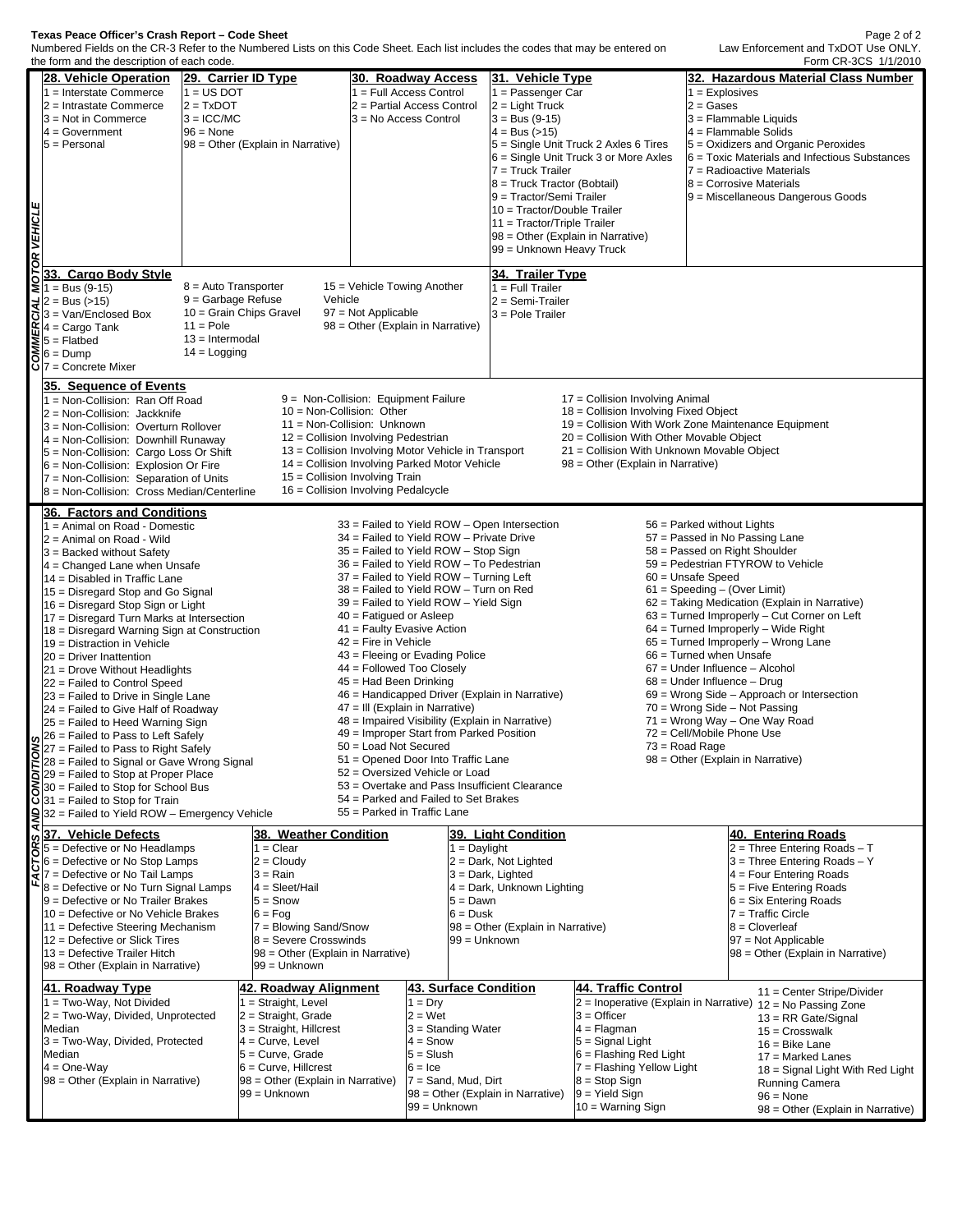**Texas Peace Officer's Crash Report – Code Sheet**

Numbered Fields on the CR-3 Refer to the Numbered Lists on this Code Sheet. Each list includes the codes that may be entered on the form and the description of each code.

Law Enforcement and TxDOT Use ONLY.
Form CR-3CS 1/1/2010

## COMMERCIAL MOTOR VEHICLE

### 28. Vehicle Operation
1 = Interstate Commerce
2 = Intrastate Commerce
3 = Not in Commerce
4 = Government
5 = Personal

### 29. Carrier ID Type
1 = US DOT
2 = TxDOT
3 = ICC/MC
96 = None
98 = Other (Explain in Narrative)

### 30. Roadway Access
1 = Full Access Control
2 = Partial Access Control
3 = No Access Control

### 31. Vehicle Type
1 = Passenger Car
2 = Light Truck
3 = Bus (9-15)
4 = Bus (>15)
5 = Single Unit Truck 2 Axles 6 Tires
6 = Single Unit Truck 3 or More Axles
7 = Truck Trailer
8 = Truck Tractor (Bobtail)
9 = Tractor/Semi Trailer
10 = Tractor/Double Trailer
11 = Tractor/Triple Trailer
98 = Other (Explain in Narrative)
99 = Unknown Heavy Truck

### 32. Hazardous Material Class Number
1 = Explosives
2 = Gases
3 = Flammable Liquids
4 = Flammable Solids
5 = Oxidizers and Organic Peroxides
6 = Toxic Materials and Infectious Substances
7 = Radioactive Materials
8 = Corrosive Materials
9 = Miscellaneous Dangerous Goods

### 33. Cargo Body Style
1 = Bus (9-15)
2 = Bus (>15)
3 = Van/Enclosed Box
4 = Cargo Tank
5 = Flatbed
6 = Dump
7 = Concrete Mixer
8 = Auto Transporter
9 = Garbage Refuse
10 = Grain Chips Gravel
11 = Pole
13 = Intermodal
14 = Logging
15 = Vehicle Towing Another Vehicle
97 = Not Applicable
98 = Other (Explain in Narrative)

### 34. Trailer Type
1 = Full Trailer
2 = Semi-Trailer
3 = Pole Trailer

### 35. Sequence of Events
1 = Non-Collision: Ran Off Road
2 = Non-Collision: Jackknife
3 = Non-Collision: Overturn Rollover
4 = Non-Collision: Downhill Runaway
5 = Non-Collision: Cargo Loss Or Shift
6 = Non-Collision: Explosion Or Fire
7 = Non-Collision: Separation of Units
8 = Non-Collision: Cross Median/Centerline
9 = Non-Collision: Equipment Failure
10 = Non-Collision: Other
11 = Non-Collision: Unknown
12 = Collision Involving Pedestrian
13 = Collision Involving Motor Vehicle in Transport
14 = Collision Involving Parked Motor Vehicle
15 = Collision Involving Train
16 = Collision Involving Pedalcycle
17 = Collision Involving Animal
18 = Collision Involving Fixed Object
19 = Collision With Work Zone Maintenance Equipment
20 = Collision With Other Movable Object
21 = Collision With Unknown Movable Object
98 = Other (Explain in Narrative)

## FACTORS AND CONDITIONS

### 36. Factors and Conditions
1 = Animal on Road - Domestic
2 = Animal on Road - Wild
3 = Backed without Safety
4 = Changed Lane when Unsafe
14 = Disabled in Traffic Lane
15 = Disregard Stop and Go Signal
16 = Disregard Stop Sign or Light
17 = Disregard Turn Marks at Intersection
18 = Disregard Warning Sign at Construction
19 = Distraction in Vehicle
20 = Driver Inattention
21 = Drove Without Headlights
22 = Failed to Control Speed
23 = Failed to Drive in Single Lane
24 = Failed to Give Half of Roadway
25 = Failed to Heed Warning Sign
26 = Failed to Pass to Left Safely
27 = Failed to Pass to Right Safely
28 = Failed to Signal or Gave Wrong Signal
29 = Failed to Stop at Proper Place
30 = Failed to Stop for School Bus
31 = Failed to Stop for Train
32 = Failed to Yield ROW – Emergency Vehicle
33 = Failed to Yield ROW – Open Intersection
34 = Failed to Yield ROW – Private Drive
35 = Failed to Yield ROW – Stop Sign
36 = Failed to Yield ROW – To Pedestrian
37 = Failed to Yield ROW – Turning Left
38 = Failed to Yield ROW – Turn on Red
39 = Failed to Yield ROW – Yield Sign
40 = Fatigued or Asleep
41 = Faulty Evasive Action
42 = Fire in Vehicle
43 = Fleeing or Evading Police
44 = Followed Too Closely
45 = Had Been Drinking
46 = Handicapped Driver (Explain in Narrative)
47 = Ill (Explain in Narrative)
48 = Impaired Visibility (Explain in Narrative)
49 = Improper Start from Parked Position
50 = Load Not Secured
51 = Opened Door Into Traffic Lane
52 = Oversized Vehicle or Load
53 = Overtake and Pass Insufficient Clearance
54 = Parked and Failed to Set Brakes
55 = Parked in Traffic Lane
56 = Parked without Lights
57 = Passed in No Passing Lane
58 = Passed on Right Shoulder
59 = Pedestrian FTYROW to Vehicle
60 = Unsafe Speed
61 = Speeding – (Over Limit)
62 = Taking Medication (Explain in Narrative)
63 = Turned Improperly – Cut Corner on Left
64 = Turned Improperly – Wide Right
65 = Turned Improperly – Wrong Lane
66 = Turned when Unsafe
67 = Under Influence – Alcohol
68 = Under Influence – Drug
69 = Wrong Side – Approach or Intersection
70 = Wrong Side – Not Passing
71 = Wrong Way – One Way Road
72 = Cell/Mobile Phone Use
73 = Road Rage
98 = Other (Explain in Narrative)

### 37. Vehicle Defects
5 = Defective or No Headlamps
6 = Defective or No Stop Lamps
7 = Defective or No Tail Lamps
8 = Defective or No Turn Signal Lamps
9 = Defective or No Trailer Brakes
10 = Defective or No Vehicle Brakes
11 = Defective Steering Mechanism
12 = Defective or Slick Tires
13 = Defective Trailer Hitch
98 = Other (Explain in Narrative)

### 38. Weather Condition
1 = Clear
2 = Cloudy
3 = Rain
4 = Sleet/Hail
5 = Snow
6 = Fog
7 = Blowing Sand/Snow
8 = Severe Crosswinds
98 = Other (Explain in Narrative)
99 = Unknown

### 39. Light Condition
1 = Daylight
2 = Dark, Not Lighted
3 = Dark, Lighted
4 = Dark, Unknown Lighting
5 = Dawn
6 = Dusk
98 = Other (Explain in Narrative)
99 = Unknown

### 40. Entering Roads
2 = Three Entering Roads – T
3 = Three Entering Roads – Y
4 = Four Entering Roads
5 = Five Entering Roads
6 = Six Entering Roads
7 = Traffic Circle
8 = Cloverleaf
97 = Not Applicable
98 = Other (Explain in Narrative)

### 41. Roadway Type
1 = Two-Way, Not Divided
2 = Two-Way, Divided, Unprotected Median
3 = Two-Way, Divided, Protected Median
4 = One-Way
98 = Other (Explain in Narrative)

### 42. Roadway Alignment
1 = Straight, Level
2 = Straight, Grade
3 = Straight, Hillcrest
4 = Curve, Level
5 = Curve, Grade
6 = Curve, Hillcrest
98 = Other (Explain in Narrative)
99 = Unknown

### 43. Surface Condition
1 = Dry
2 = Wet
3 = Standing Water
4 = Snow
5 = Slush
6 = Ice
7 = Sand, Mud, Dirt
98 = Other (Explain in Narrative)
99 = Unknown

### 44. Traffic Control
2 = Inoperative (Explain in Narrative)
3 = Officer
4 = Flagman
5 = Signal Light
6 = Flashing Red Light
7 = Flashing Yellow Light
8 = Stop Sign
9 = Yield Sign
10 = Warning Sign
11 = Center Stripe/Divider
12 = No Passing Zone
13 = RR Gate/Signal
15 = Crosswalk
16 = Bike Lane
17 = Marked Lanes
18 = Signal Light With Red Light Running Camera
96 = None
98 = Other (Explain in Narrative)